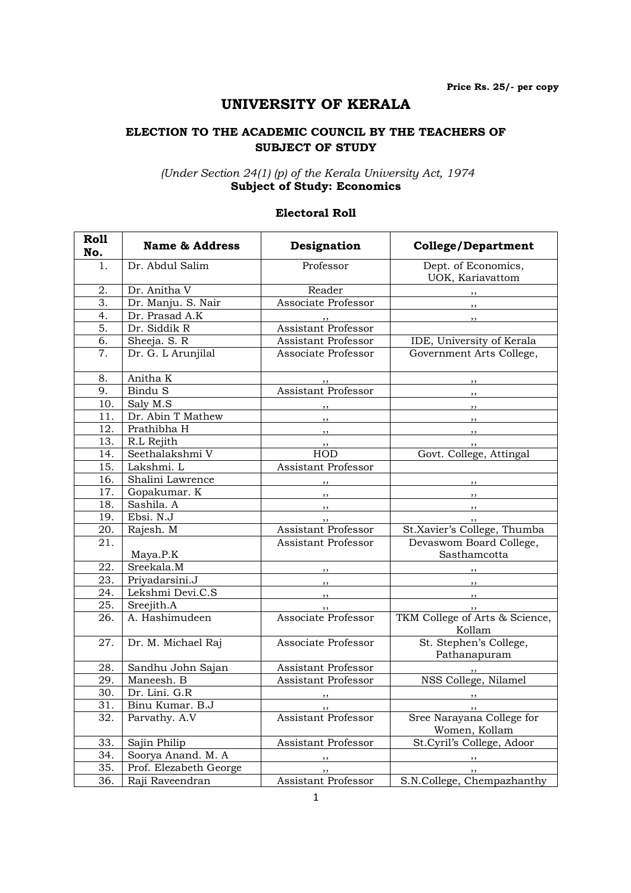**Price Rs. 25/- per copy**

# UNIVERSITY OF KERALA

## ELECTION TO THE ACADEMIC COUNCIL BY THE TEACHERS OF SUBJECT OF STUDY

*(Under Section 24(1) (p) of the Kerala University Act, 1974*
**Subject of Study: Economics**

### Electoral Roll

| Roll No. | Name & Address | Designation | College/Department |
|---|---|---|---|
| 1. | Dr. Abdul Salim | Professor | Dept. of Economics, UOK, Kariavattom |
| 2. | Dr. Anitha V | Reader | ,, |
| 3. | Dr. Manju. S. Nair | Associate Professor | ,, |
| 4. | Dr. Prasad A.K | ,, | ,, |
| 5. | Dr. Siddik R | Assistant Professor | |
| 6. | Sheeja. S. R | Assistant Professor | IDE, University of Kerala |
| 7. | Dr. G. L Arunjilal | Associate Professor | Government Arts College, |
| 8. | Anitha K | ,, | ,, |
| 9. | Bindu S | Assistant Professor | ,, |
| 10. | Saly M.S | ,, | ,, |
| 11. | Dr. Abin T Mathew | ,, | ,, |
| 12. | Prathibha H | ,, | ,, |
| 13. | R.L Rejith | ,, | ,, |
| 14. | Seethalakshmi V | HOD | Govt. College, Attingal |
| 15. | Lakshmi. L | Assistant Professor | |
| 16. | Shalini Lawrence | ,, | ,, |
| 17. | Gopakumar. K | ,, | ,, |
| 18. | Sashila. A | ,, | ,, |
| 19. | Ebsi. N.J | ,, | ,, |
| 20. | Rajesh. M | Assistant Professor | St.Xavier's College, Thumba |
| 21. | Maya.P.K | Assistant Professor | Devaswom Board College, Sasthamcotta |
| 22. | Sreekala.M | ,, | ,, |
| 23. | Priyadarsini.J | ,, | ,, |
| 24. | Lekshmi Devi.C.S | ,, | ,, |
| 25. | Sreejith.A | ,, | ,, |
| 26. | A. Hashimudeen | Associate Professor | TKM College of Arts & Science, Kollam |
| 27. | Dr. M. Michael Raj | Associate Professor | St. Stephen's College, Pathanapuram |
| 28. | Sandhu John Sajan | Assistant Professor | ,, |
| 29. | Maneesh. B | Assistant Professor | NSS College, Nilamel |
| 30. | Dr. Lini. G.R | ,, | ,, |
| 31. | Binu Kumar. B.J | ,, | ,, |
| 32. | Parvathy. A.V | Assistant Professor | Sree Narayana College for Women, Kollam |
| 33. | Sajin Philip | Assistant Professor | St.Cyril's College, Adoor |
| 34. | Soorya Anand. M. A | ,, | ,, |
| 35. | Prof. Elezabeth George | ,, | ,, |
| 36. | Raji Raveendran | Assistant Professor | S.N.College, Chempazhanthy |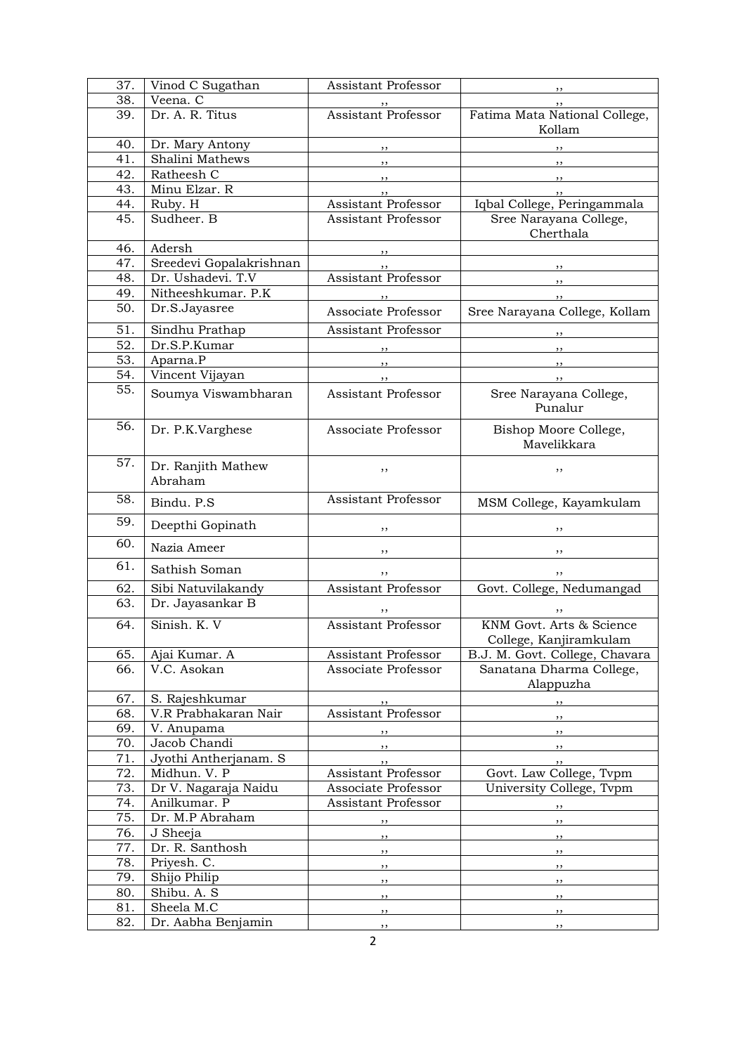| | | | |
|---|---|---|---|
| 37. | Vinod C Sugathan | Assistant Professor | ,, |
| 38. | Veena. C | ,, | ,, |
| 39. | Dr. A. R. Titus | Assistant Professor | Fatima Mata National College, Kollam |
| 40. | Dr. Mary Antony | ,, | ,, |
| 41. | Shalini Mathews | ,, | ,, |
| 42. | Ratheesh C | ,, | ,, |
| 43. | Minu Elzar. R | ,, | ,, |
| 44. | Ruby. H | Assistant Professor | Iqbal College, Peringammala |
| 45. | Sudheer. B | Assistant Professor | Sree Narayana College, Cherthala |
| 46. | Adersh | ,, | |
| 47. | Sreedevi Gopalakrishnan | ,, | ,, |
| 48. | Dr. Ushadevi. T.V | Assistant Professor | ,, |
| 49. | Nitheeshkumar. P.K | ,, | ,, |
| 50. | Dr.S.Jayasree | Associate Professor | Sree Narayana College, Kollam |
| 51. | Sindhu Prathap | Assistant Professor | ,, |
| 52. | Dr.S.P.Kumar | ,, | ,, |
| 53. | Aparna.P | ,, | ,, |
| 54. | Vincent Vijayan | ,, | ,, |
| 55. | Soumya Viswambharan | Assistant Professor | Sree Narayana College, Punalur |
| 56. | Dr. P.K.Varghese | Associate Professor | Bishop Moore College, Mavelikkara |
| 57. | Dr. Ranjith Mathew Abraham | ,, | ,, |
| 58. | Bindu. P.S | Assistant Professor | MSM College, Kayamkulam |
| 59. | Deepthi Gopinath | ,, | ,, |
| 60. | Nazia Ameer | ,, | ,, |
| 61. | Sathish Soman | ,, | ,, |
| 62. | Sibi Natuvilakandy | Assistant Professor | Govt. College, Nedumangad |
| 63. | Dr. Jayasankar B | ,, | ,, |
| 64. | Sinish. K. V | Assistant Professor | KNM Govt. Arts & Science College, Kanjiramkulam |
| 65. | Ajai Kumar. A | Assistant Professor | B.J. M. Govt. College, Chavara |
| 66. | V.C. Asokan | Associate Professor | Sanatana Dharma College, Alappuzha |
| 67. | S. Rajeshkumar | ,, | ,, |
| 68. | V.R Prabhakaran Nair | Assistant Professor | ,, |
| 69. | V. Anupama | ,, | ,, |
| 70. | Jacob Chandi | ,, | ,, |
| 71. | Jyothi Antherjanam. S | ,, | ,, |
| 72. | Midhun. V. P | Assistant Professor | Govt. Law College, Tvpm |
| 73. | Dr V. Nagaraja Naidu | Associate Professor | University College, Tvpm |
| 74. | Anilkumar. P | Assistant Professor | ,, |
| 75. | Dr. M.P Abraham | ,, | ,, |
| 76. | J Sheeja | ,, | ,, |
| 77. | Dr. R. Santhosh | ,, | ,, |
| 78. | Priyesh. C. | ,, | ,, |
| 79. | Shijo Philip | ,, | ,, |
| 80. | Shibu. A. S | ,, | ,, |
| 81. | Sheela M.C | ,, | ,, |
| 82. | Dr. Aabha Benjamin | ,, | ,, |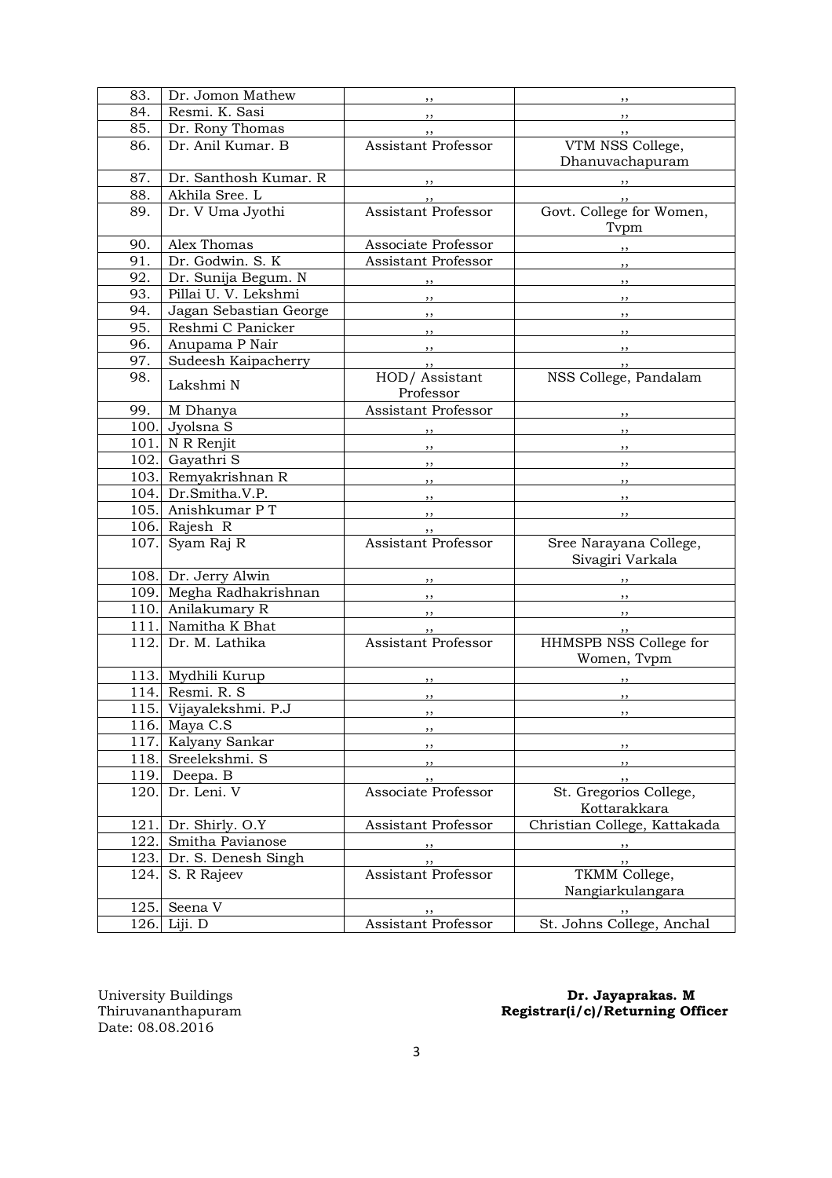| | | | |
|---|---|---|---|
| 83. | Dr. Jomon Mathew | ,, | ,, |
| 84. | Resmi. K. Sasi | ,, | ,, |
| 85. | Dr. Rony Thomas | ,, | ,, |
| 86. | Dr. Anil Kumar. B | Assistant Professor | VTM NSS College, Dhanuvachapuram |
| 87. | Dr. Santhosh Kumar. R | ,, | ,, |
| 88. | Akhila Sree. L | ,, | ,, |
| 89. | Dr. V Uma Jyothi | Assistant Professor | Govt. College for Women, Tvpm |
| 90. | Alex Thomas | Associate Professor | ,, |
| 91. | Dr. Godwin. S. K | Assistant Professor | ,, |
| 92. | Dr. Sunija Begum. N | ,, | ,, |
| 93. | Pillai U. V. Lekshmi | ,, | ,, |
| 94. | Jagan Sebastian George | ,, | ,, |
| 95. | Reshmi C Panicker | ,, | ,, |
| 96. | Anupama P Nair | ,, | ,, |
| 97. | Sudeesh Kaipacherry | ,, | ,, |
| 98. | Lakshmi N | HOD/ Assistant Professor | NSS College, Pandalam |
| 99. | M Dhanya | Assistant Professor | ,, |
| 100. | Jyolsna S | ,, | ,, |
| 101. | N R Renjit | ,, | ,, |
| 102. | Gayathri S | ,, | ,, |
| 103. | Remyakrishnan R | ,, | ,, |
| 104. | Dr.Smitha.V.P. | ,, | ,, |
| 105. | Anishkumar P T | ,, | ,, |
| 106. | Rajesh R | ,, | |
| 107. | Syam Raj R | Assistant Professor | Sree Narayana College, Sivagiri Varkala |
| 108. | Dr. Jerry Alwin | ,, | ,, |
| 109. | Megha Radhakrishnan | ,, | ,, |
| 110. | Anilakumary R | ,, | ,, |
| 111. | Namitha K Bhat | ,, | ,, |
| 112. | Dr. M. Lathika | Assistant Professor | HHMSPB NSS College for Women, Tvpm |
| 113. | Mydhili Kurup | ,, | ,, |
| 114. | Resmi. R. S | ,, | ,, |
| 115. | Vijayalekshmi. P.J | ,, | ,, |
| 116. | Maya C.S | ,, | |
| 117. | Kalyany Sankar | ,, | ,, |
| 118. | Sreelekshmi. S | ,, | ,, |
| 119. | Deepa. B | ,, | ,, |
| 120. | Dr. Leni. V | Associate Professor | St. Gregorios College, Kottarakkara |
| 121. | Dr. Shirly. O.Y | Assistant Professor | Christian College, Kattakada |
| 122. | Smitha Pavianose | ,, | ,, |
| 123. | Dr. S. Denesh Singh | ,, | ,, |
| 124. | S. R Rajeev | Assistant Professor | TKMM College, Nangiarkulangara |
| 125. | Seena V | ,, | ,, |
| 126. | Liji. D | Assistant Professor | St. Johns College, Anchal |

University Buildings
Thiruvananthapuram
Date: 08.08.2016

**Dr. Jayaprakas. M**
**Registrar(i/c)/Returning Officer**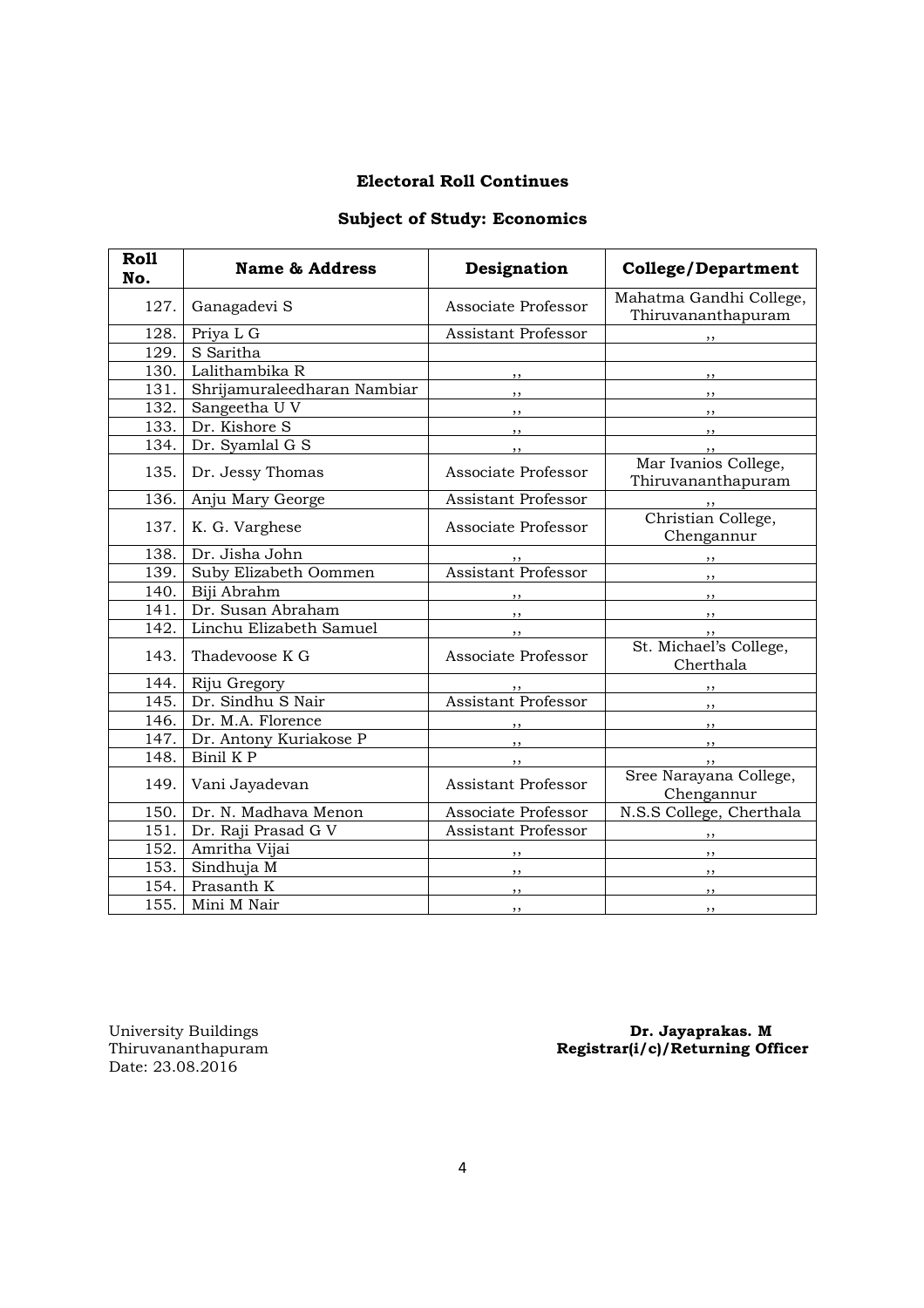**Electoral Roll Continues**

**Subject of Study: Economics**

| Roll No. | Name & Address | Designation | College/Department |
|---|---|---|---|
| 127. | Ganagadevi S | Associate Professor | Mahatma Gandhi College, Thiruvananthapuram |
| 128. | Priya L G | Assistant Professor | ,, |
| 129. | S Saritha | | |
| 130. | Lalithambika R | ,, | ,, |
| 131. | Shrijamuraleedharan Nambiar | ,, | ,, |
| 132. | Sangeetha U V | ,, | ,, |
| 133. | Dr. Kishore S | ,, | ,, |
| 134. | Dr. Syamlal G S | ,, | ,, |
| 135. | Dr. Jessy Thomas | Associate Professor | Mar Ivanios College, Thiruvananthapuram |
| 136. | Anju Mary George | Assistant Professor | ,, |
| 137. | K. G. Varghese | Associate Professor | Christian College, Chengannur |
| 138. | Dr. Jisha John | ,, | ,, |
| 139. | Suby Elizabeth Oommen | Assistant Professor | ,, |
| 140. | Biji Abrahm | ,, | ,, |
| 141. | Dr. Susan Abraham | ,, | ,, |
| 142. | Linchu Elizabeth Samuel | ,, | ,, |
| 143. | Thadevoose K G | Associate Professor | St. Michael's College, Cherthala |
| 144. | Riju Gregory | ,, | ,, |
| 145. | Dr. Sindhu S Nair | Assistant Professor | ,, |
| 146. | Dr. M.A. Florence | ,, | ,, |
| 147. | Dr. Antony Kuriakose P | ,, | ,, |
| 148. | Binil K P | ,, | ,, |
| 149. | Vani Jayadevan | Assistant Professor | Sree Narayana College, Chengannur |
| 150. | Dr. N. Madhava Menon | Associate Professor | N.S.S College, Cherthala |
| 151. | Dr. Raji Prasad G V | Assistant Professor | ,, |
| 152. | Amritha Vijai | ,, | ,, |
| 153. | Sindhuja M | ,, | ,, |
| 154. | Prasanth K | ,, | ,, |
| 155. | Mini M Nair | ,, | ,, |

University Buildings
Thiruvananthapuram
Date: 23.08.2016

**Dr. Jayaprakas. M**
**Registrar(i/c)/Returning Officer**